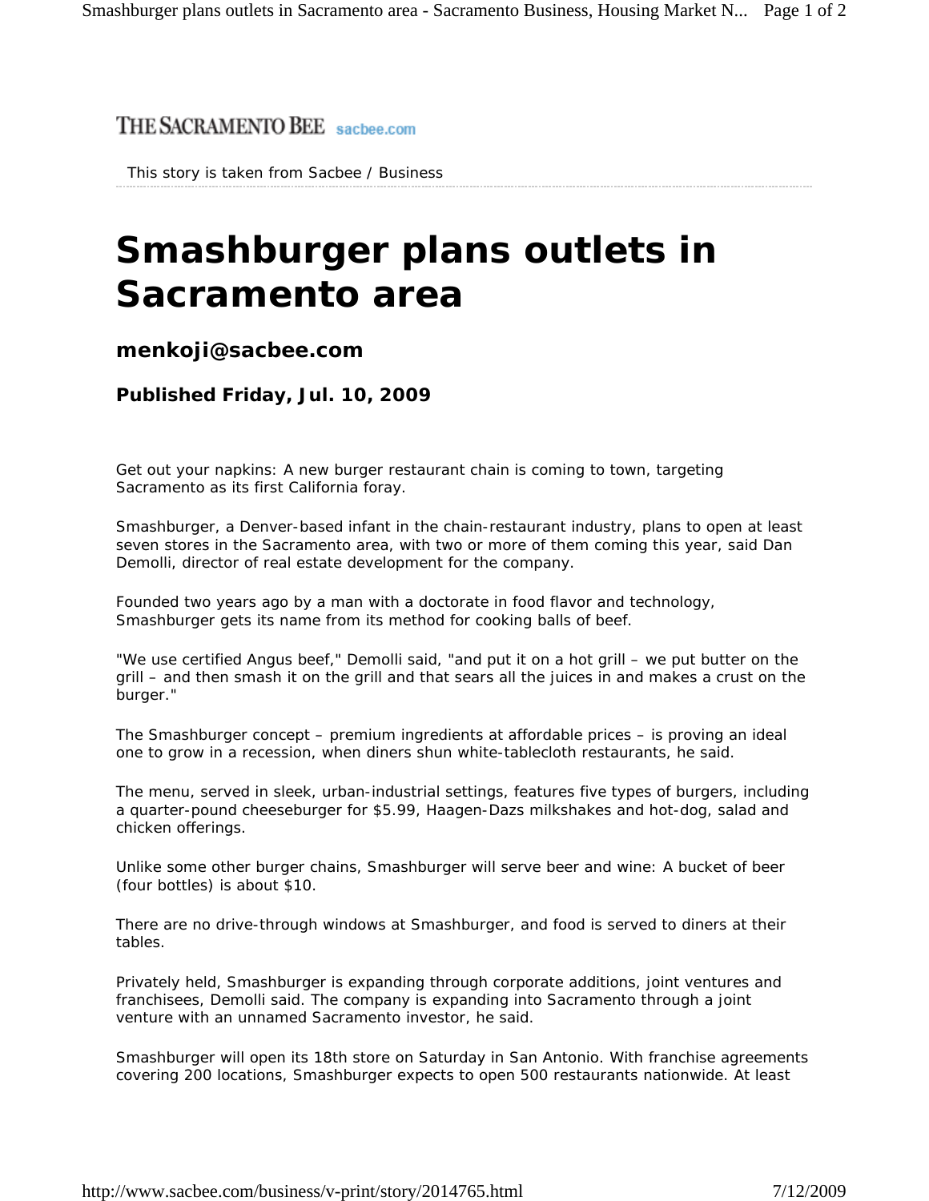THE SACRAMENTO BEE sacbee.com

This story is taken from Sacbee / Business

# Smashburger plans outlets in Sacramento area

### menkoji@sacbee.com

### Published Friday, Jul. 10, 2009

Get out your napkins: A new burger restaurant chain is coming to town, targeting Sacramento as its first California foray.

Smashburger, a Denver-based infant in the chain-restaurant industry, plans to open at least seven stores in the Sacramento area, with two or more of them coming this year, said Dan Demolli, director of real estate development for the company.

Founded two years ago by a man with a doctorate in food flavor and technology, Smashburger gets its name from its method for cooking balls of beef.

"We use certified Angus beef," Demolli said, "and put it on a hot grill – we put butter on the grill – and then smash it on the grill and that sears all the juices in and makes a crust on the burger."

The Smashburger concept – premium ingredients at affordable prices – is proving an ideal one to grow in a recession, when diners shun white-tablecloth restaurants, he said.

The menu, served in sleek, urban-industrial settings, features five types of burgers, including a quarter-pound cheeseburger for $5.99, Haagen-Dazs milkshakes and hot-dog, salad and chicken offerings.

Unlike some other burger chains, Smashburger will serve beer and wine: A bucket of beer (four bottles) is about $10.

There are no drive-through windows at Smashburger, and food is served to diners at their tables.

Privately held, Smashburger is expanding through corporate additions, joint ventures and franchisees, Demolli said. The company is expanding into Sacramento through a joint venture with an unnamed Sacramento investor, he said.

Smashburger will open its 18th store on Saturday in San Antonio. With franchise agreements covering 200 locations, Smashburger expects to open 500 restaurants nationwide. At least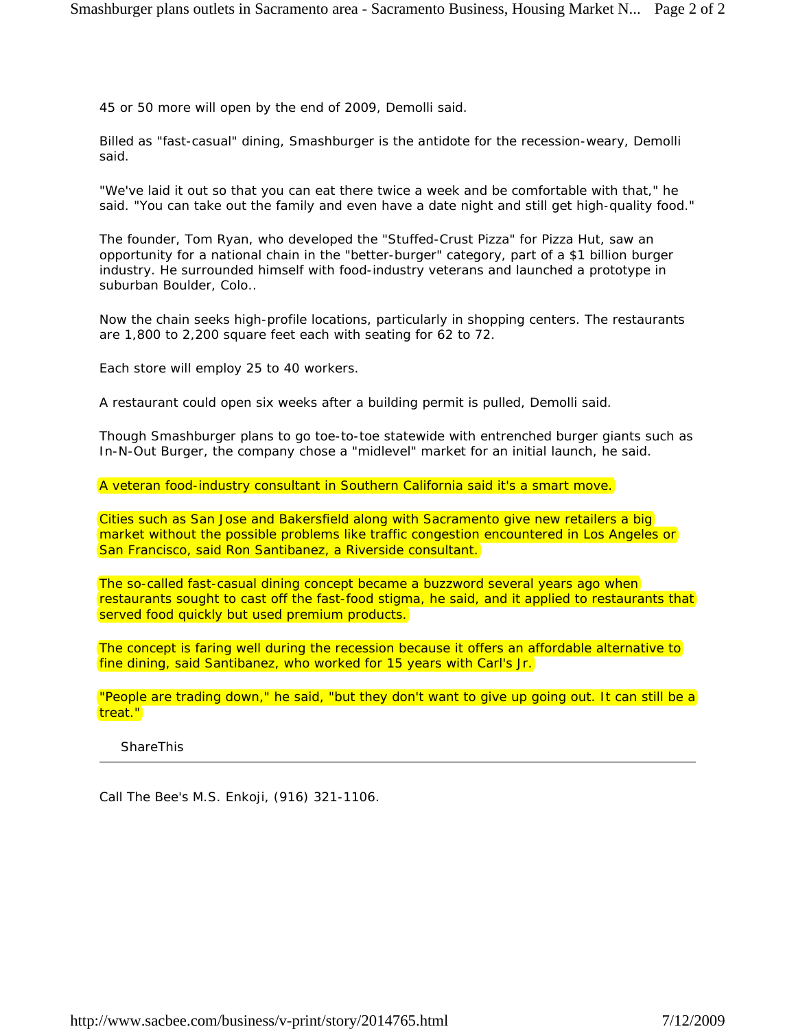45 or 50 more will open by the end of 2009, Demolli said.

Billed as "fast-casual" dining, Smashburger is the antidote for the recession-weary, Demolli said.

"We've laid it out so that you can eat there twice a week and be comfortable with that," he said. "You can take out the family and even have a date night and still get high-quality food."

The founder, Tom Ryan, who developed the "Stuffed-Crust Pizza" for Pizza Hut, saw an opportunity for a national chain in the "better-burger" category, part of a $1 billion burger industry. He surrounded himself with food-industry veterans and launched a prototype in suburban Boulder, Colo..

Now the chain seeks high-profile locations, particularly in shopping centers. The restaurants are 1,800 to 2,200 square feet each with seating for 62 to 72.

Each store will employ 25 to 40 workers.

A restaurant could open six weeks after a building permit is pulled, Demolli said.

Though Smashburger plans to go toe-to-toe statewide with entrenched burger giants such as In-N-Out Burger, the company chose a "midlevel" market for an initial launch, he said.

A veteran food-industry consultant in Southern California said it's a smart move.

Cities such as San Jose and Bakersfield along with Sacramento give new retailers a big market without the possible problems like traffic congestion encountered in Los Angeles or San Francisco, said Ron Santibanez, a Riverside consultant.

The so-called fast-casual dining concept became a buzzword several years ago when restaurants sought to cast off the fast-food stigma, he said, and it applied to restaurants that served food quickly but used premium products.

The concept is faring well during the recession because it offers an affordable alternative to fine dining, said Santibanez, who worked for 15 years with Carl's Jr.

"People are trading down," he said, "but they don't want to give up going out. It can still be a treat."

ShareThis

---

Call The Bee's M.S. Enkoji, (916) 321-1106.